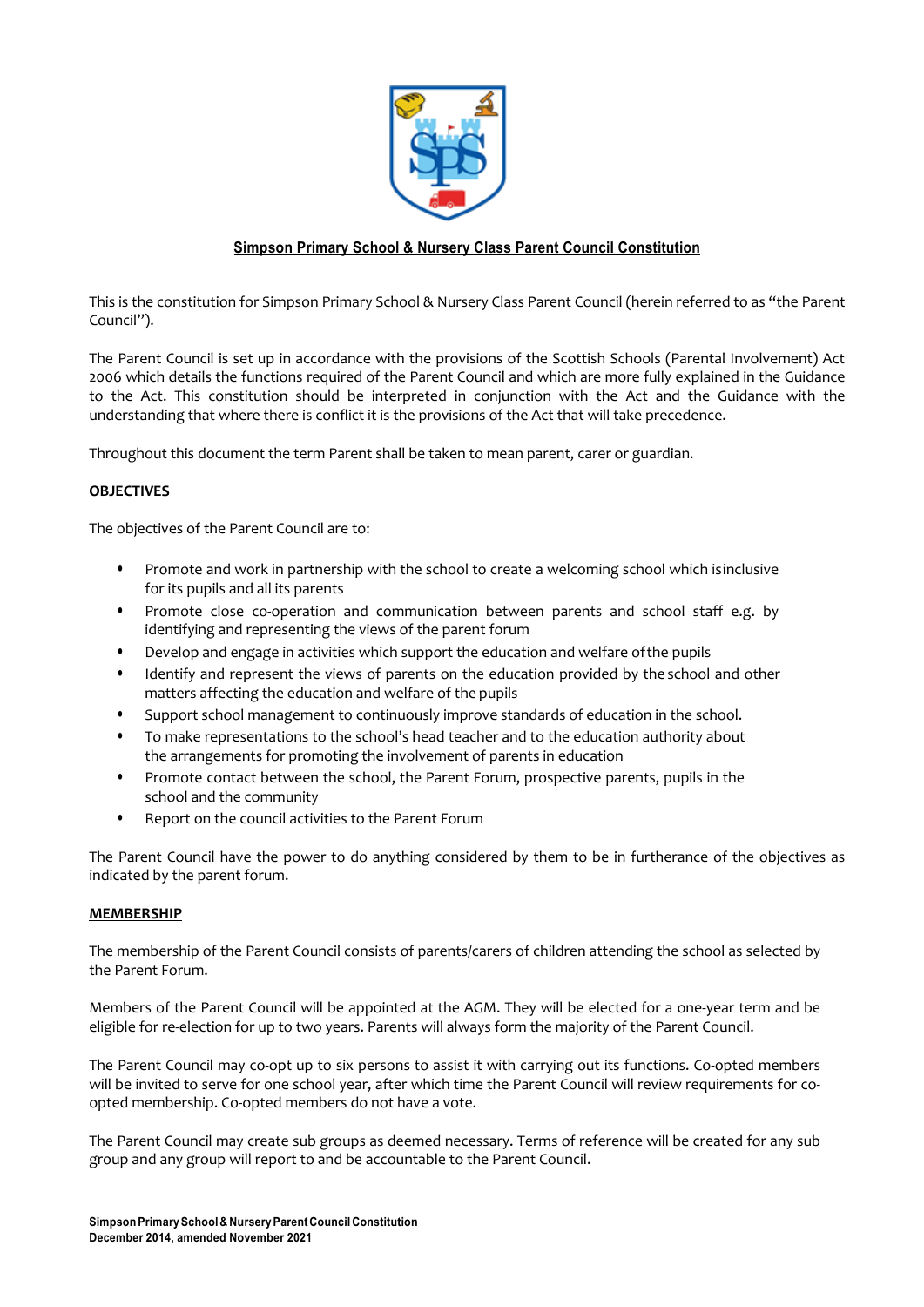## Simpson Primary School & Nursery Class Parent Council Constitution

This is the constitution for Simpson Primary School & Nursery Class Parent Council (herein referred to as "the Parent Council").

The Parent Council is set up in accordance with the provisions of the Scottish Schools (Parental Involvement) Act 2006 which details the functions required of the Parent Council and which are more fully explained in the Guidance to the Act. This constitution should be interpreted in conjunction with the Act and the Guidance with the understanding that where there is conflict it is the provisions of the Act that will take precedence.

Throughout this document the term Parent shall be taken to mean parent, carer or guardian.

### OBJECTIVES

The objectives of the Parent Council are to:

- Promote and work in partnership with the school to create a welcoming school which isinclusive for its pupils and all its parents
- Promote close co-operation and communication between parents and school staff e.g. by identifying and representing the views of the parent forum
- Develop and engage in activities which support the education and welfare ofthe pupils
- Identify and represent the views of parents on the education provided by the school and other matters affecting the education and welfare of the pupils
- Support school management to continuously improve standards of education in the school.
- To make representations to the school's head teacher and to the education authority about the arrangements for promoting the involvement of parents in education
- Promote contact between the school, the Parent Forum, prospective parents, pupils in the school and the community
- Report on the council activities to the Parent Forum

The Parent Council have the power to do anything considered by them to be in furtherance of the objectives as indicated by the parent forum.

### MEMBERSHIP

The membership of the Parent Council consists of parents/carers of children attending the school as selected by the Parent Forum.

Members of the Parent Council will be appointed at the AGM. They will be elected for a one-year term and be eligible for re-election for up to two years. Parents will always form the majority of the Parent Council.

The Parent Council may co-opt up to six persons to assist it with carrying out its functions. Co-opted members will be invited to serve for one school year, after which time the Parent Council will review requirements for co-opted membership. Co-opted members do not have a vote.

The Parent Council may create sub groups as deemed necessary. Terms of reference will be created for any sub group and any group will report to and be accountable to the Parent Council.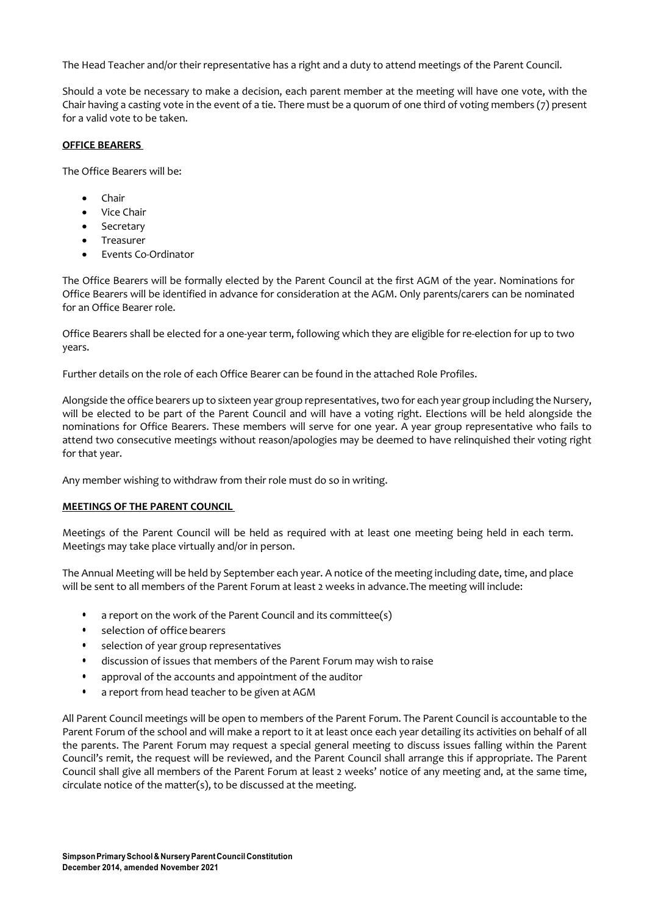The Head Teacher and/or their representative has a right and a duty to attend meetings of the Parent Council.

Should a vote be necessary to make a decision, each parent member at the meeting will have one vote, with the Chair having a casting vote in the event of a tie. There must be a quorum of one third of voting members (7) present for a valid vote to be taken.

## OFFICE BEARERS

The Office Bearers will be:

- Chair
- Vice Chair
- Secretary
- Treasurer
- Events Co-Ordinator

The Office Bearers will be formally elected by the Parent Council at the first AGM of the year. Nominations for Office Bearers will be identified in advance for consideration at the AGM. Only parents/carers can be nominated for an Office Bearer role.

Office Bearers shall be elected for a one-year term, following which they are eligible for re-election for up to two years.

Further details on the role of each Office Bearer can be found in the attached Role Profiles.

Alongside the office bearers up to sixteen year group representatives, two for each year group including the Nursery, will be elected to be part of the Parent Council and will have a voting right. Elections will be held alongside the nominations for Office Bearers. These members will serve for one year. A year group representative who fails to attend two consecutive meetings without reason/apologies may be deemed to have relinquished their voting right for that year.

Any member wishing to withdraw from their role must do so in writing.

## MEETINGS OF THE PARENT COUNCIL

Meetings of the Parent Council will be held as required with at least one meeting being held in each term. Meetings may take place virtually and/or in person.

The Annual Meeting will be held by September each year. A notice of the meeting including date, time, and place will be sent to all members of the Parent Forum at least 2 weeks in advance. The meeting will include:

- a report on the work of the Parent Council and its committee(s)
- selection of office bearers
- selection of year group representatives
- discussion of issues that members of the Parent Forum may wish to raise
- approval of the accounts and appointment of the auditor
- a report from head teacher to be given at AGM

All Parent Council meetings will be open to members of the Parent Forum. The Parent Council is accountable to the Parent Forum of the school and will make a report to it at least once each year detailing its activities on behalf of all the parents. The Parent Forum may request a special general meeting to discuss issues falling within the Parent Council's remit, the request will be reviewed, and the Parent Council shall arrange this if appropriate. The Parent Council shall give all members of the Parent Forum at least 2 weeks' notice of any meeting and, at the same time, circulate notice of the matter(s), to be discussed at the meeting.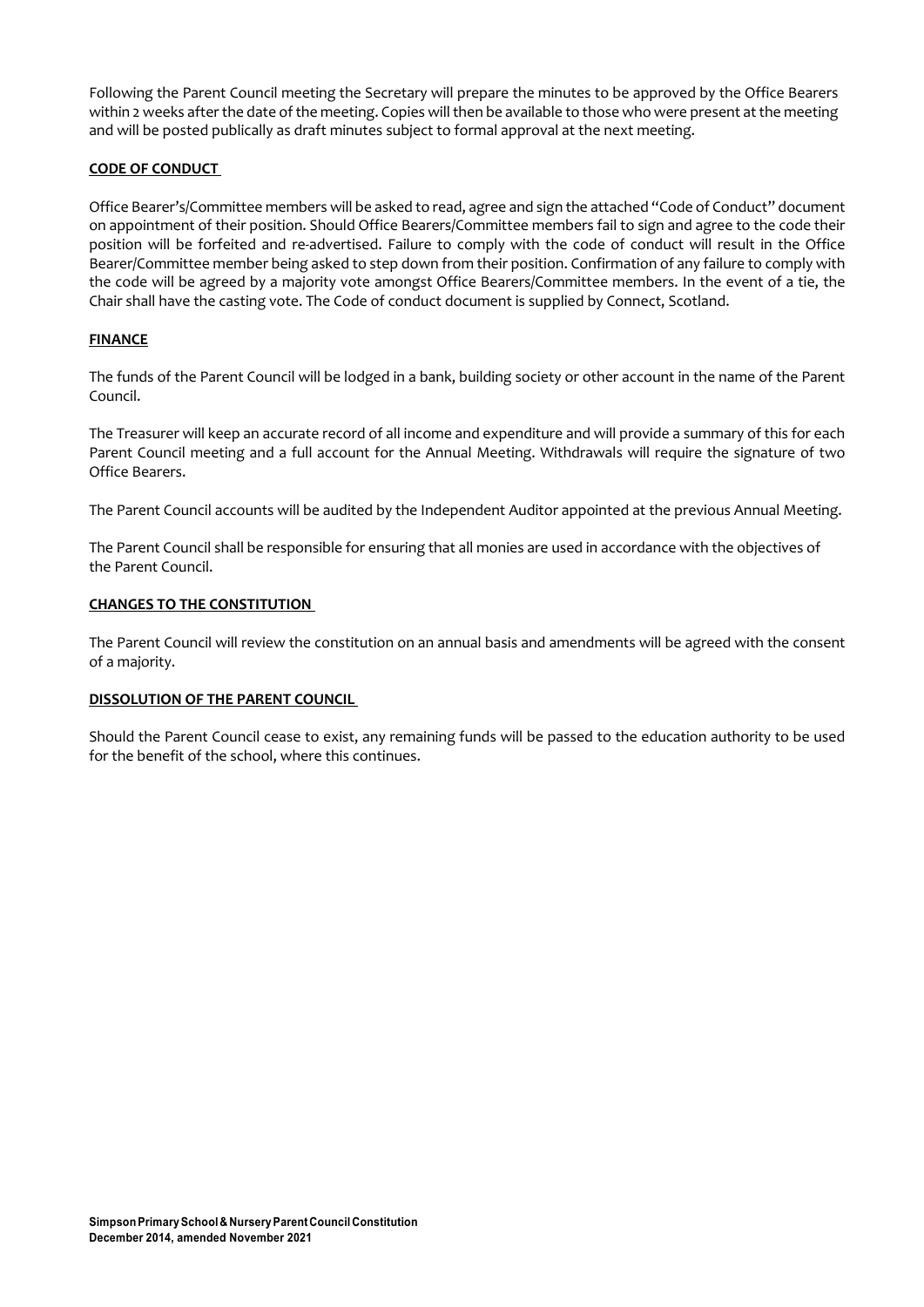Following the Parent Council meeting the Secretary will prepare the minutes to be approved by the Office Bearers within 2 weeks after the date of the meeting. Copies will then be available to those who were present at the meeting and will be posted publically as draft minutes subject to formal approval at the next meeting.

## CODE OF CONDUCT

Office Bearer's/Committee members will be asked to read, agree and sign the attached "Code of Conduct" document on appointment of their position. Should Office Bearers/Committee members fail to sign and agree to the code their position will be forfeited and re-advertised. Failure to comply with the code of conduct will result in the Office Bearer/Committee member being asked to step down from their position. Confirmation of any failure to comply with the code will be agreed by a majority vote amongst Office Bearers/Committee members. In the event of a tie, the Chair shall have the casting vote. The Code of conduct document is supplied by Connect, Scotland.

## FINANCE

The funds of the Parent Council will be lodged in a bank, building society or other account in the name of the Parent Council.

The Treasurer will keep an accurate record of all income and expenditure and will provide a summary of this for each Parent Council meeting and a full account for the Annual Meeting. Withdrawals will require the signature of two Office Bearers.

The Parent Council accounts will be audited by the Independent Auditor appointed at the previous Annual Meeting.

The Parent Council shall be responsible for ensuring that all monies are used in accordance with the objectives of the Parent Council.

## CHANGES TO THE CONSTITUTION

The Parent Council will review the constitution on an annual basis and amendments will be agreed with the consent of a majority.

## DISSOLUTION OF THE PARENT COUNCIL

Should the Parent Council cease to exist, any remaining funds will be passed to the education authority to be used for the benefit of the school, where this continues.